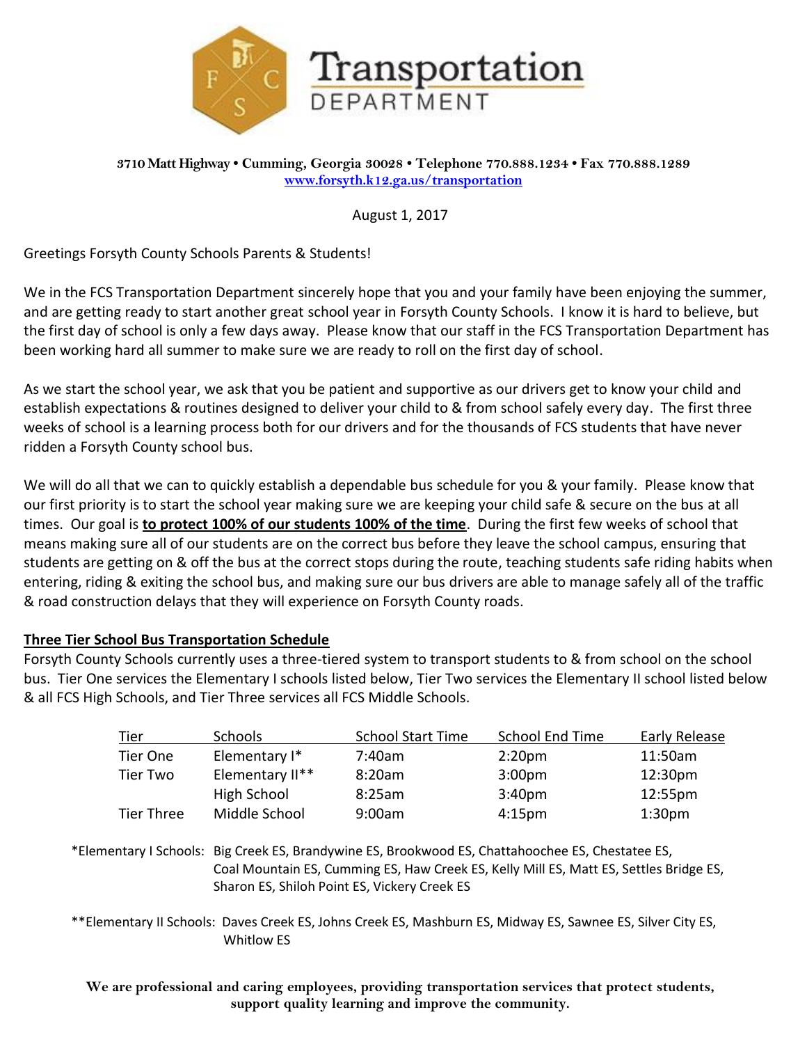# Transportation DEPARTMENT

**3710 Matt Highway • Cumming, Georgia 30028 • Telephone 770.888.1234 • Fax 770.888.1289**
**www.forsyth.k12.ga.us/transportation**

August 1, 2017

Greetings Forsyth County Schools Parents & Students!

We in the FCS Transportation Department sincerely hope that you and your family have been enjoying the summer, and are getting ready to start another great school year in Forsyth County Schools. I know it is hard to believe, but the first day of school is only a few days away. Please know that our staff in the FCS Transportation Department has been working hard all summer to make sure we are ready to roll on the first day of school.

As we start the school year, we ask that you be patient and supportive as our drivers get to know your child and establish expectations & routines designed to deliver your child to & from school safely every day. The first three weeks of school is a learning process both for our drivers and for the thousands of FCS students that have never ridden a Forsyth County school bus.

We will do all that we can to quickly establish a dependable bus schedule for you & your family. Please know that our first priority is to start the school year making sure we are keeping your child safe & secure on the bus at all times. Our goal is **to protect 100% of our students 100% of the time**. During the first few weeks of school that means making sure all of our students are on the correct bus before they leave the school campus, ensuring that students are getting on & off the bus at the correct stops during the route, teaching students safe riding habits when entering, riding & exiting the school bus, and making sure our bus drivers are able to manage safely all of the traffic & road construction delays that they will experience on Forsyth County roads.

## Three Tier School Bus Transportation Schedule

Forsyth County Schools currently uses a three-tiered system to transport students to & from school on the school bus. Tier One services the Elementary I schools listed below, Tier Two services the Elementary II school listed below & all FCS High Schools, and Tier Three services all FCS Middle Schools.

| Tier | Schools | School Start Time | School End Time | Early Release |
|---|---|---|---|---|
| Tier One | Elementary I* | 7:40am | 2:20pm | 11:50am |
| Tier Two | Elementary II** | 8:20am | 3:00pm | 12:30pm |
| | High School | 8:25am | 3:40pm | 12:55pm |
| Tier Three | Middle School | 9:00am | 4:15pm | 1:30pm |

*Elementary I Schools: Big Creek ES, Brandywine ES, Brookwood ES, Chattahoochee ES, Chestatee ES, Coal Mountain ES, Cumming ES, Haw Creek ES, Kelly Mill ES, Matt ES, Settles Bridge ES, Sharon ES, Shiloh Point ES, Vickery Creek ES

**Elementary II Schools: Daves Creek ES, Johns Creek ES, Mashburn ES, Midway ES, Sawnee ES, Silver City ES, Whitlow ES

**We are professional and caring employees, providing transportation services that protect students, support quality learning and improve the community.**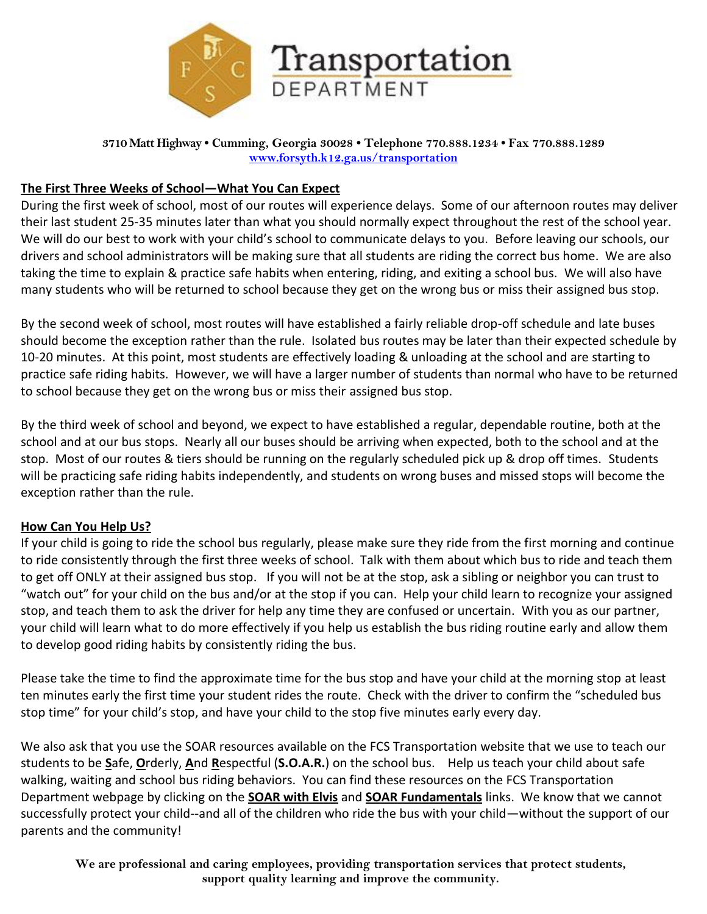# Transportation DEPARTMENT

**3710 Matt Highway • Cumming, Georgia 30028 • Telephone 770.888.1234 • Fax 770.888.1289**
**www.forsyth.k12.ga.us/transportation**

## The First Three Weeks of School—What You Can Expect

During the first week of school, most of our routes will experience delays. Some of our afternoon routes may deliver their last student 25-35 minutes later than what you should normally expect throughout the rest of the school year. We will do our best to work with your child's school to communicate delays to you. Before leaving our schools, our drivers and school administrators will be making sure that all students are riding the correct bus home. We are also taking the time to explain & practice safe habits when entering, riding, and exiting a school bus. We will also have many students who will be returned to school because they get on the wrong bus or miss their assigned bus stop.

By the second week of school, most routes will have established a fairly reliable drop-off schedule and late buses should become the exception rather than the rule. Isolated bus routes may be later than their expected schedule by 10-20 minutes. At this point, most students are effectively loading & unloading at the school and are starting to practice safe riding habits. However, we will have a larger number of students than normal who have to be returned to school because they get on the wrong bus or miss their assigned bus stop.

By the third week of school and beyond, we expect to have established a regular, dependable routine, both at the school and at our bus stops. Nearly all our buses should be arriving when expected, both to the school and at the stop. Most of our routes & tiers should be running on the regularly scheduled pick up & drop off times. Students will be practicing safe riding habits independently, and students on wrong buses and missed stops will become the exception rather than the rule.

## How Can You Help Us?

If your child is going to ride the school bus regularly, please make sure they ride from the first morning and continue to ride consistently through the first three weeks of school. Talk with them about which bus to ride and teach them to get off ONLY at their assigned bus stop. If you will not be at the stop, ask a sibling or neighbor you can trust to "watch out" for your child on the bus and/or at the stop if you can. Help your child learn to recognize your assigned stop, and teach them to ask the driver for help any time they are confused or uncertain. With you as our partner, your child will learn what to do more effectively if you help us establish the bus riding routine early and allow them to develop good riding habits by consistently riding the bus.

Please take the time to find the approximate time for the bus stop and have your child at the morning stop at least ten minutes early the first time your student rides the route. Check with the driver to confirm the "scheduled bus stop time" for your child's stop, and have your child to the stop five minutes early every day.

We also ask that you use the SOAR resources available on the FCS Transportation website that we use to teach our students to be **S**afe, **O**rderly, **A**nd **R**espectful (**S.O.A.R.**) on the school bus. Help us teach your child about safe walking, waiting and school bus riding behaviors. You can find these resources on the FCS Transportation Department webpage by clicking on the **SOAR with Elvis** and **SOAR Fundamentals** links. We know that we cannot successfully protect your child--and all of the children who ride the bus with your child—without the support of our parents and the community!

**We are professional and caring employees, providing transportation services that protect students, support quality learning and improve the community.**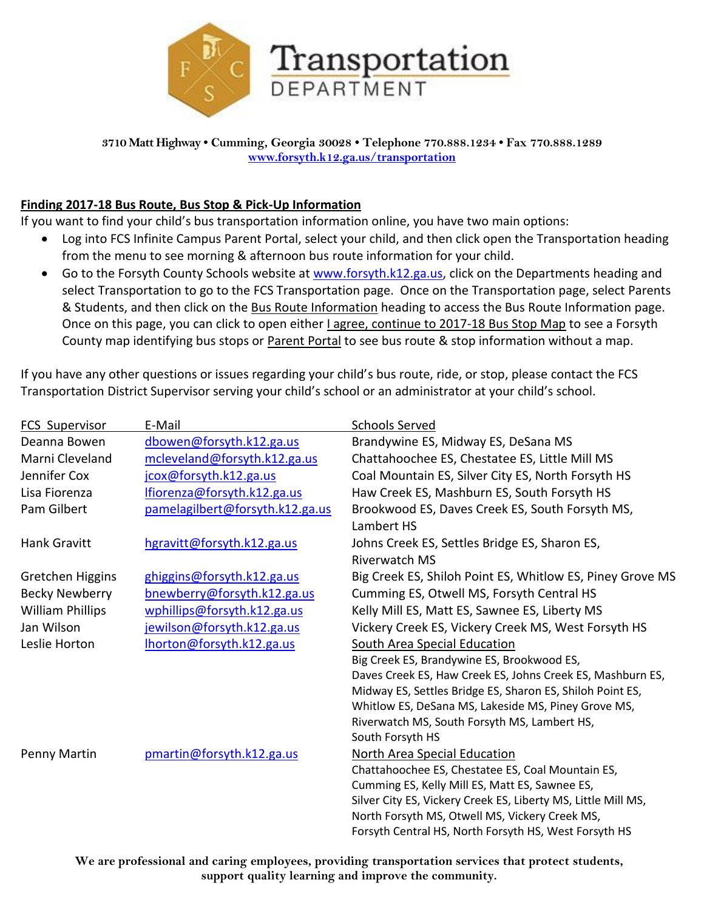# Transportation DEPARTMENT

**3710 Matt Highway • Cumming, Georgia 30028 • Telephone 770.888.1234 • Fax 770.888.1289**
**www.forsyth.k12.ga.us/transportation**

**Finding 2017-18 Bus Route, Bus Stop & Pick-Up Information**

If you want to find your child's bus transportation information online, you have two main options:

- Log into FCS Infinite Campus Parent Portal, select your child, and then click open the Transportation heading from the menu to see morning & afternoon bus route information for your child.
- Go to the Forsyth County Schools website at www.forsyth.k12.ga.us, click on the Departments heading and select Transportation to go to the FCS Transportation page. Once on the Transportation page, select Parents & Students, and then click on the Bus Route Information heading to access the Bus Route Information page. Once on this page, you can click to open either I agree, continue to 2017-18 Bus Stop Map to see a Forsyth County map identifying bus stops or Parent Portal to see bus route & stop information without a map.

If you have any other questions or issues regarding your child's bus route, ride, or stop, please contact the FCS Transportation District Supervisor serving your child's school or an administrator at your child's school.

| FCS Supervisor | E-Mail | Schools Served |
|---|---|---|
| Deanna Bowen | dbowen@forsyth.k12.ga.us | Brandywine ES, Midway ES, DeSana MS |
| Marni Cleveland | mcleveland@forsyth.k12.ga.us | Chattahoochee ES, Chestatee ES, Little Mill MS |
| Jennifer Cox | jcox@forsyth.k12.ga.us | Coal Mountain ES, Silver City ES, North Forsyth HS |
| Lisa Fiorenza | lfiorenza@forsyth.k12.ga.us | Haw Creek ES, Mashburn ES, South Forsyth HS |
| Pam Gilbert | pamelagilbert@forsyth.k12.ga.us | Brookwood ES, Daves Creek ES, South Forsyth MS, Lambert HS |
| Hank Gravitt | hgravitt@forsyth.k12.ga.us | Johns Creek ES, Settles Bridge ES, Sharon ES, Riverwatch MS |
| Gretchen Higgins | ghiggins@forsyth.k12.ga.us | Big Creek ES, Shiloh Point ES, Whitlow ES, Piney Grove MS |
| Becky Newberry | bnewberry@forsyth.k12.ga.us | Cumming ES, Otwell MS, Forsyth Central HS |
| William Phillips | wphillips@forsyth.k12.ga.us | Kelly Mill ES, Matt ES, Sawnee ES, Liberty MS |
| Jan Wilson | jewilson@forsyth.k12.ga.us | Vickery Creek ES, Vickery Creek MS, West Forsyth HS |
| Leslie Horton | lhorton@forsyth.k12.ga.us | South Area Special Education<br>Big Creek ES, Brandywine ES, Brookwood ES, Daves Creek ES, Haw Creek ES, Johns Creek ES, Mashburn ES, Midway ES, Settles Bridge ES, Sharon ES, Shiloh Point ES, Whitlow ES, DeSana MS, Lakeside MS, Piney Grove MS, Riverwatch MS, South Forsyth MS, Lambert HS, South Forsyth HS |
| Penny Martin | pmartin@forsyth.k12.ga.us | North Area Special Education<br>Chattahoochee ES, Chestatee ES, Coal Mountain ES, Cumming ES, Kelly Mill ES, Matt ES, Sawnee ES, Silver City ES, Vickery Creek ES, Liberty MS, Little Mill MS, North Forsyth MS, Otwell MS, Vickery Creek MS, Forsyth Central HS, North Forsyth HS, West Forsyth HS |

**We are professional and caring employees, providing transportation services that protect students, support quality learning and improve the community.**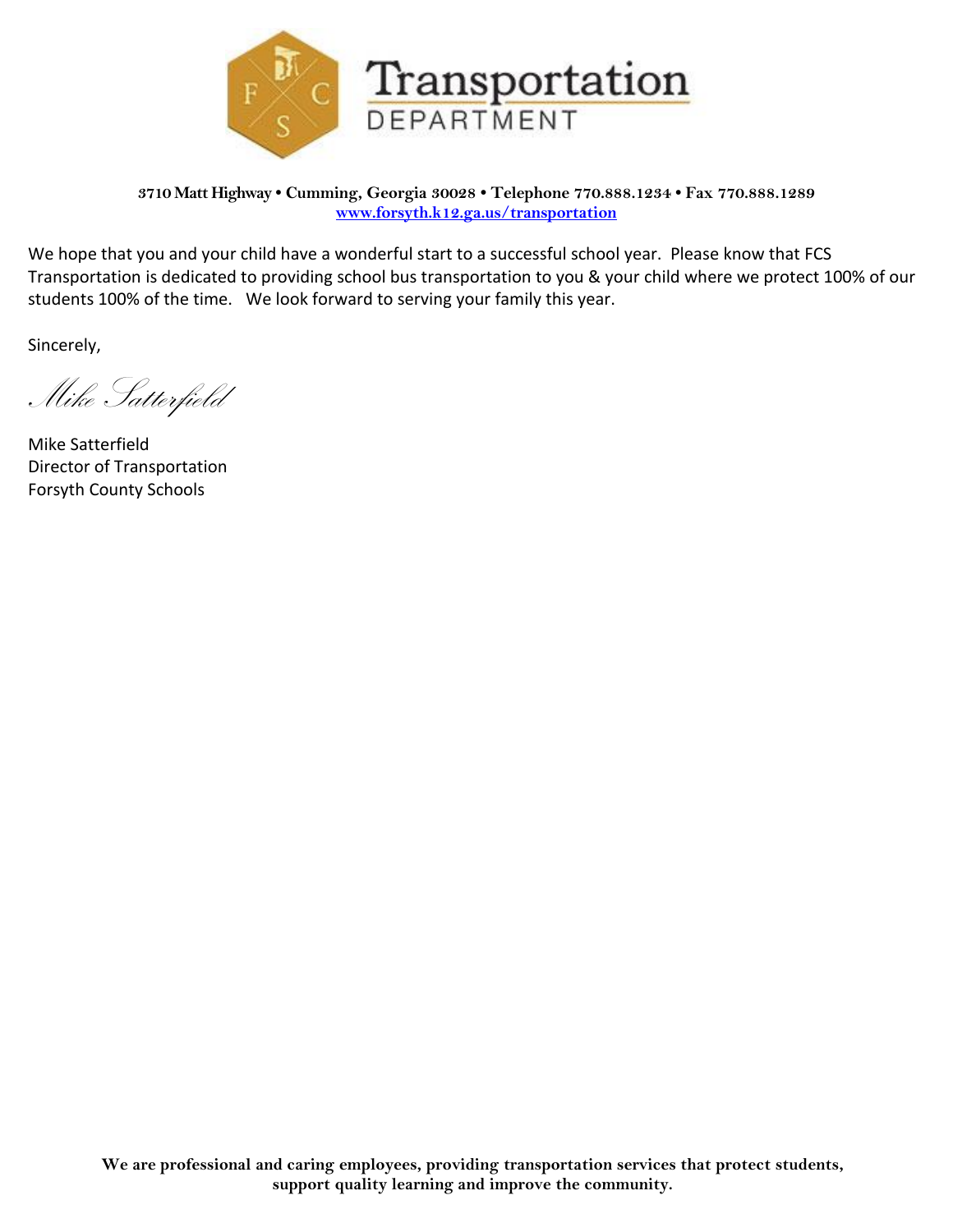# Transportation DEPARTMENT

**3710 Matt Highway • Cumming, Georgia 30028 • Telephone 770.888.1234 • Fax 770.888.1289**
**[www.forsyth.k12.ga.us/transportation](www.forsyth.k12.ga.us/transportation)**

We hope that you and your child have a wonderful start to a successful school year. Please know that FCS Transportation is dedicated to providing school bus transportation to you & your child where we protect 100% of our students 100% of the time. We look forward to serving your family this year.

Sincerely,

*Mike Satterfield*

Mike Satterfield
Director of Transportation
Forsyth County Schools

**We are professional and caring employees, providing transportation services that protect students, support quality learning and improve the community.**